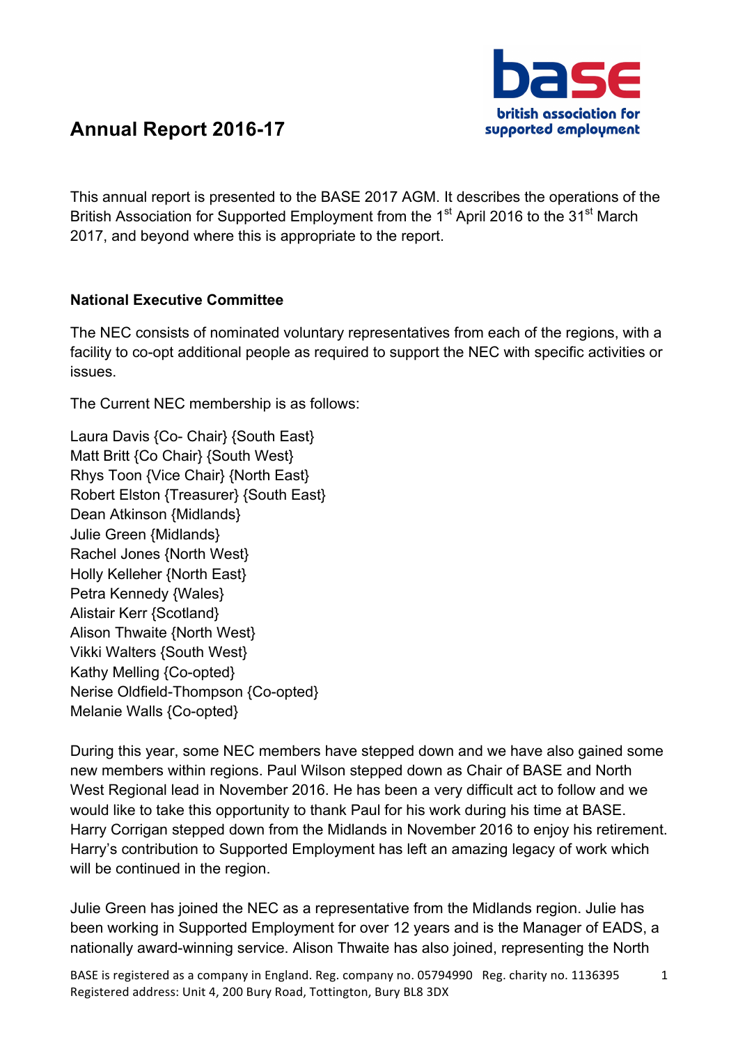# Annual Report 2016-17

This annual report is presented to the BASE 2017 AGM. It describes the operations of the British Association for Supported Employment from the 1st April 2016 to the 31st March 2017, and beyond where this is appropriate to the report.

## National Executive Committee

The NEC consists of nominated voluntary representatives from each of the regions, with a facility to co-opt additional people as required to support the NEC with specific activities or issues.

The Current NEC membership is as follows:

Laura Davis {Co- Chair} {South East}
Matt Britt {Co Chair} {South West}
Rhys Toon {Vice Chair} {North East}
Robert Elston {Treasurer} {South East}
Dean Atkinson {Midlands}
Julie Green {Midlands}
Rachel Jones {North West}
Holly Kelleher {North East}
Petra Kennedy {Wales}
Alistair Kerr {Scotland}
Alison Thwaite {North West}
Vikki Walters {South West}
Kathy Melling {Co-opted}
Nerise Oldfield-Thompson {Co-opted}
Melanie Walls {Co-opted}

During this year, some NEC members have stepped down and we have also gained some new members within regions. Paul Wilson stepped down as Chair of BASE and North West Regional lead in November 2016. He has been a very difficult act to follow and we would like to take this opportunity to thank Paul for his work during his time at BASE. Harry Corrigan stepped down from the Midlands in November 2016 to enjoy his retirement. Harry's contribution to Supported Employment has left an amazing legacy of work which will be continued in the region.

Julie Green has joined the NEC as a representative from the Midlands region. Julie has been working in Supported Employment for over 12 years and is the Manager of EADS, a nationally award-winning service. Alison Thwaite has also joined, representing the North

BASE is registered as a company in England. Reg. company no. 05794990 Reg. charity no. 1136395
Registered address: Unit 4, 200 Bury Road, Tottington, Bury BL8 3DX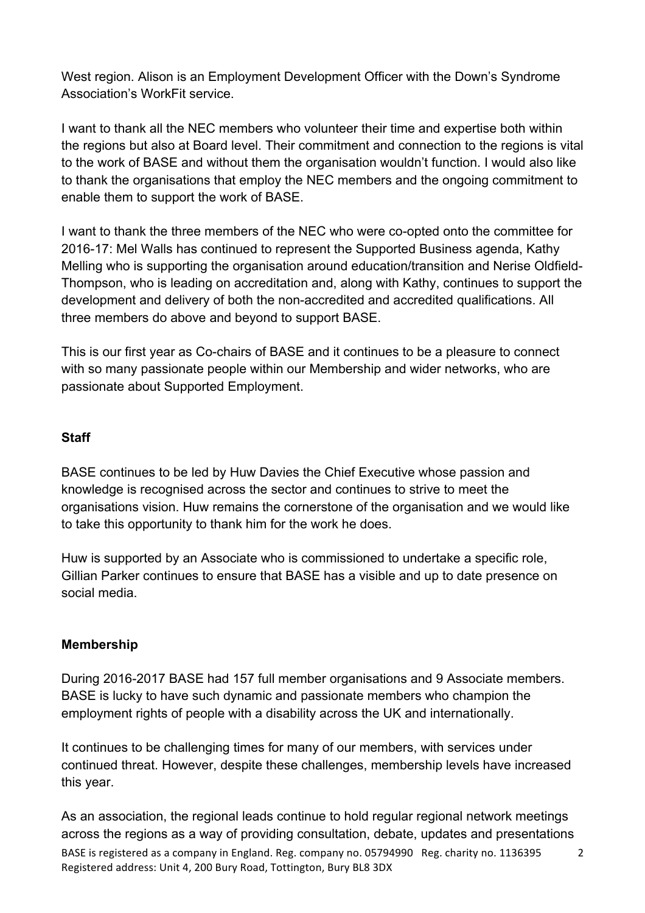West region. Alison is an Employment Development Officer with the Down's Syndrome Association's WorkFit service.

I want to thank all the NEC members who volunteer their time and expertise both within the regions but also at Board level. Their commitment and connection to the regions is vital to the work of BASE and without them the organisation wouldn't function. I would also like to thank the organisations that employ the NEC members and the ongoing commitment to enable them to support the work of BASE.

I want to thank the three members of the NEC who were co-opted onto the committee for 2016-17: Mel Walls has continued to represent the Supported Business agenda, Kathy Melling who is supporting the organisation around education/transition and Nerise Oldfield-Thompson, who is leading on accreditation and, along with Kathy, continues to support the development and delivery of both the non-accredited and accredited qualifications. All three members do above and beyond to support BASE.

This is our first year as Co-chairs of BASE and it continues to be a pleasure to connect with so many passionate people within our Membership and wider networks, who are passionate about Supported Employment.

**Staff**

BASE continues to be led by Huw Davies the Chief Executive whose passion and knowledge is recognised across the sector and continues to strive to meet the organisations vision. Huw remains the cornerstone of the organisation and we would like to take this opportunity to thank him for the work he does.

Huw is supported by an Associate who is commissioned to undertake a specific role, Gillian Parker continues to ensure that BASE has a visible and up to date presence on social media.

**Membership**

During 2016-2017 BASE had 157 full member organisations and 9 Associate members. BASE is lucky to have such dynamic and passionate members who champion the employment rights of people with a disability across the UK and internationally.

It continues to be challenging times for many of our members, with services under continued threat. However, despite these challenges, membership levels have increased this year.

As an association, the regional leads continue to hold regular regional network meetings across the regions as a way of providing consultation, debate, updates and presentations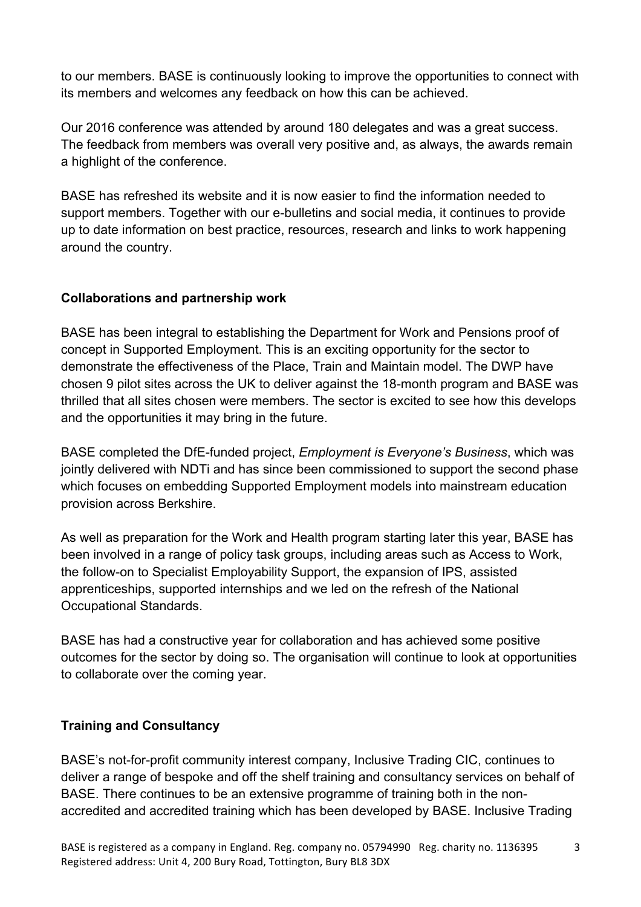to our members. BASE is continuously looking to improve the opportunities to connect with its members and welcomes any feedback on how this can be achieved.

Our 2016 conference was attended by around 180 delegates and was a great success. The feedback from members was overall very positive and, as always, the awards remain a highlight of the conference.

BASE has refreshed its website and it is now easier to find the information needed to support members. Together with our e-bulletins and social media, it continues to provide up to date information on best practice, resources, research and links to work happening around the country.

**Collaborations and partnership work**

BASE has been integral to establishing the Department for Work and Pensions proof of concept in Supported Employment. This is an exciting opportunity for the sector to demonstrate the effectiveness of the Place, Train and Maintain model. The DWP have chosen 9 pilot sites across the UK to deliver against the 18-month program and BASE was thrilled that all sites chosen were members. The sector is excited to see how this develops and the opportunities it may bring in the future.

BASE completed the DfE-funded project, *Employment is Everyone's Business*, which was jointly delivered with NDTi and has since been commissioned to support the second phase which focuses on embedding Supported Employment models into mainstream education provision across Berkshire.

As well as preparation for the Work and Health program starting later this year, BASE has been involved in a range of policy task groups, including areas such as Access to Work, the follow-on to Specialist Employability Support, the expansion of IPS, assisted apprenticeships, supported internships and we led on the refresh of the National Occupational Standards.

BASE has had a constructive year for collaboration and has achieved some positive outcomes for the sector by doing so. The organisation will continue to look at opportunities to collaborate over the coming year.

**Training and Consultancy**

BASE's not-for-profit community interest company, Inclusive Trading CIC, continues to deliver a range of bespoke and off the shelf training and consultancy services on behalf of BASE. There continues to be an extensive programme of training both in the non-accredited and accredited training which has been developed by BASE. Inclusive Trading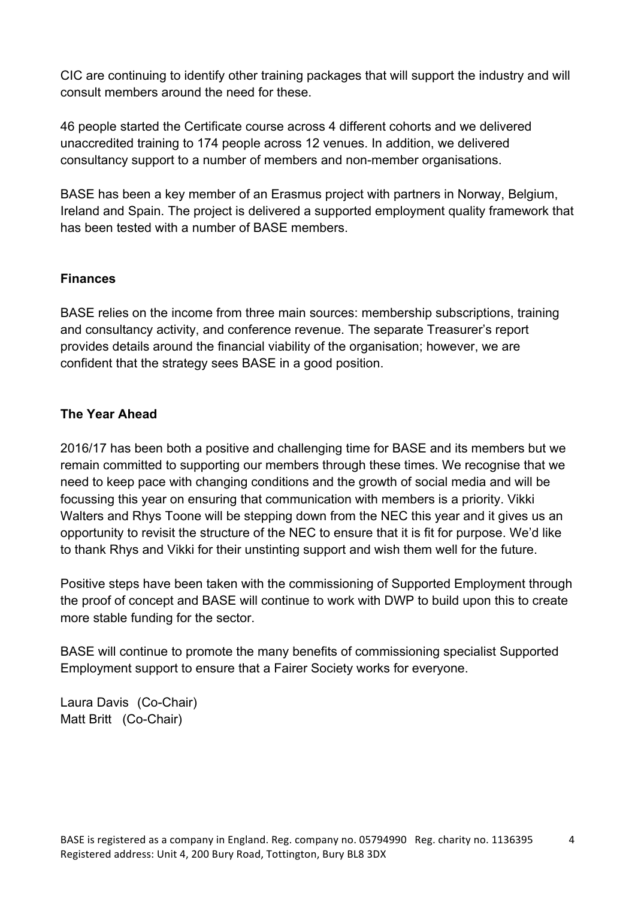CIC are continuing to identify other training packages that will support the industry and will consult members around the need for these.

46 people started the Certificate course across 4 different cohorts and we delivered unaccredited training to 174 people across 12 venues. In addition, we delivered consultancy support to a number of members and non-member organisations.

BASE has been a key member of an Erasmus project with partners in Norway, Belgium, Ireland and Spain. The project is delivered a supported employment quality framework that has been tested with a number of BASE members.

**Finances**

BASE relies on the income from three main sources: membership subscriptions, training and consultancy activity, and conference revenue. The separate Treasurer's report provides details around the financial viability of the organisation; however, we are confident that the strategy sees BASE in a good position.

**The Year Ahead**

2016/17 has been both a positive and challenging time for BASE and its members but we remain committed to supporting our members through these times. We recognise that we need to keep pace with changing conditions and the growth of social media and will be focussing this year on ensuring that communication with members is a priority. Vikki Walters and Rhys Toone will be stepping down from the NEC this year and it gives us an opportunity to revisit the structure of the NEC to ensure that it is fit for purpose. We'd like to thank Rhys and Vikki for their unstinting support and wish them well for the future.

Positive steps have been taken with the commissioning of Supported Employment through the proof of concept and BASE will continue to work with DWP to build upon this to create more stable funding for the sector.

BASE will continue to promote the many benefits of commissioning specialist Supported Employment support to ensure that a Fairer Society works for everyone.

Laura Davis (Co-Chair)
Matt Britt (Co-Chair)

BASE is registered as a company in England. Reg. company no. 05794990 Reg. charity no. 1136395
Registered address: Unit 4, 200 Bury Road, Tottington, Bury BL8 3DX